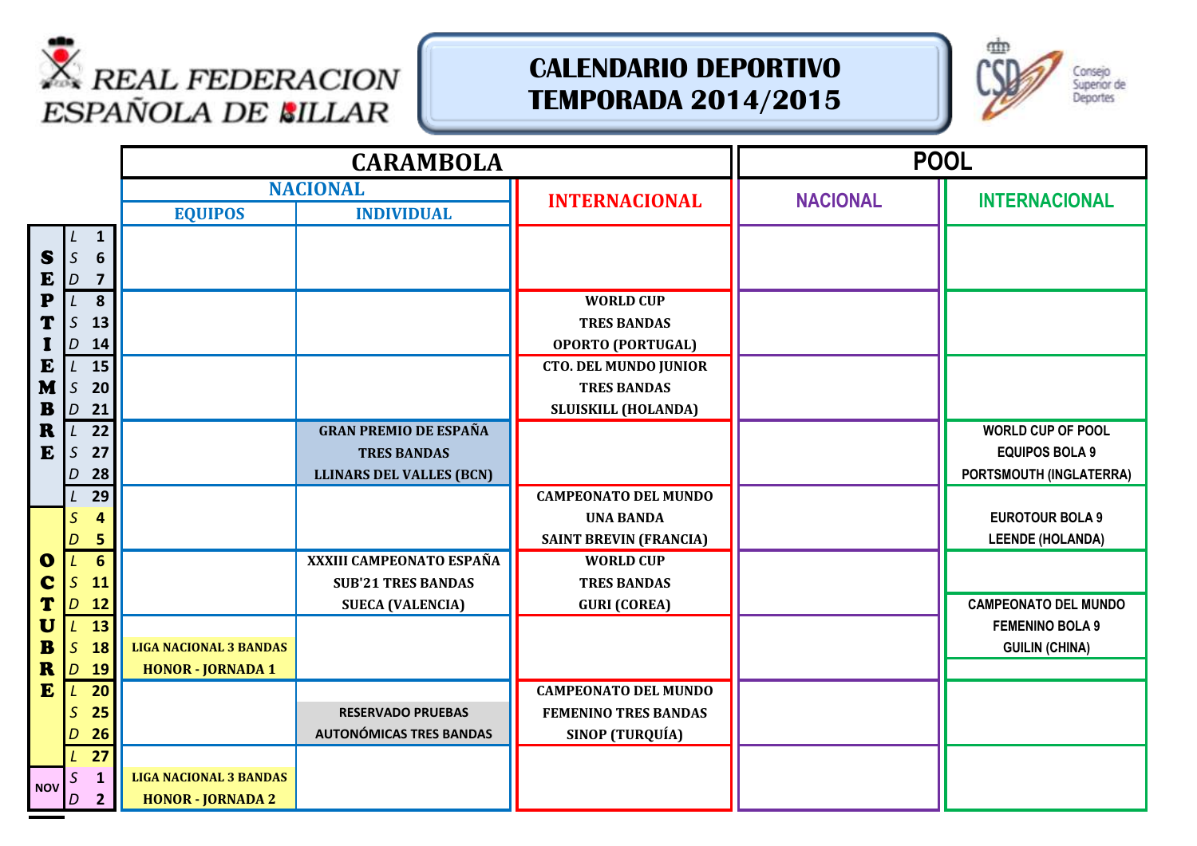REAL FEDERACION ESPAÑOLA DE BILLAR

# CALENDARIO DEPORTIVO TEMPORADA 2014/2015

Consejo Superior de Deportes

| Mes | Fechas | CARAMBOLA NACIONAL EQUIPOS | CARAMBOLA NACIONAL INDIVIDUAL | CARAMBOLA INTERNACIONAL | POOL NACIONAL | POOL INTERNACIONAL |
|---|---|---|---|---|---|---|
| SEPTIEMBRE | L 1 / S 6 / D 7 | | | | | |
| SEPTIEMBRE | L 8 / S 13 / D 14 | | | WORLD CUP TRES BANDAS OPORTO (PORTUGAL) | | |
| SEPTIEMBRE | L 15 / S 20 / D 21 | | | CTO. DEL MUNDO JUNIOR TRES BANDAS SLUISKILL (HOLANDA) | | |
| SEPTIEMBRE | L 22 / S 27 / D 28 | | GRAN PREMIO DE ESPAÑA TRES BANDAS LLINARS DEL VALLES (BCN) | | | WORLD CUP OF POOL EQUIPOS BOLA 9 PORTSMOUTH (INGLATERRA) |
| SEPTIEMBRE / OCTUBRE | L 29 / S 4 / D 5 | | | CAMPEONATO DEL MUNDO UNA BANDA SAINT BREVIN (FRANCIA) | | EUROTOUR BOLA 9 LEENDE (HOLANDA) |
| OCTUBRE | L 6 / S 11 / D 12 | | XXXIII CAMPEONATO ESPAÑA SUB'21 TRES BANDAS SUECA (VALENCIA) | WORLD CUP TRES BANDAS GURI (COREA) | | CAMPEONATO DEL MUNDO FEMENINO BOLA 9 GUILIN (CHINA) |
| OCTUBRE | L 13 / S 18 / D 19 | LIGA NACIONAL 3 BANDAS HONOR - JORNADA 1 | | | | |
| OCTUBRE | L 20 / S 25 / D 26 | | RESERVADO PRUEBAS AUTONÓMICAS TRES BANDAS | CAMPEONATO DEL MUNDO FEMENINO TRES BANDAS SINOP (TURQUÍA) | | |
| OCTUBRE / NOV | L 27 / S 1 / D 2 | LIGA NACIONAL 3 BANDAS HONOR - JORNADA 2 | | | | |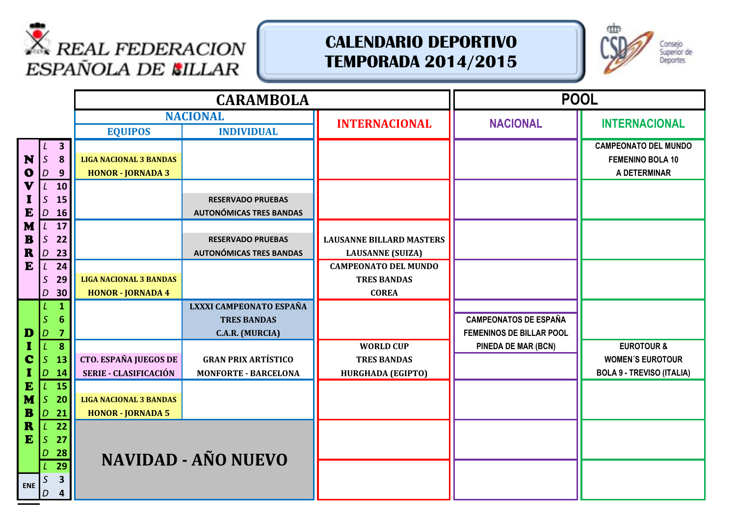REAL FEDERACION ESPAÑOLA DE BILLAR

# CALENDARIO DEPORTIVO TEMPORADA 2014/2015

Consejo Superior de Deportes

| Mes | Fechas | CARAMBOLA NACIONAL EQUIPOS | CARAMBOLA NACIONAL INDIVIDUAL | CARAMBOLA INTERNACIONAL | POOL NACIONAL | POOL INTERNACIONAL |
|---|---|---|---|---|---|---|
| NOVIEMBRE | L 3 / S 8 / D 9 | LIGA NACIONAL 3 BANDAS HONOR - JORNADA 3 | | | | CAMPEONATO DEL MUNDO FEMENINO BOLA 10 A DETERMINAR |
| NOVIEMBRE | L 10 / S 15 / D 16 | | RESERVADO PRUEBAS AUTONÓMICAS TRES BANDAS | | | |
| NOVIEMBRE | L 17 / S 22 / D 23 | | RESERVADO PRUEBAS AUTONÓMICAS TRES BANDAS | LAUSANNE BILLARD MASTERS LAUSANNE (SUIZA) | | |
| NOVIEMBRE | L 24 / S 29 / D 30 | LIGA NACIONAL 3 BANDAS HONOR - JORNADA 4 | | CAMPEONATO DEL MUNDO TRES BANDAS COREA | | |
| DICIEMBRE | L 1 / S 6 / D 7 | | LXXXI CAMPEONATO ESPAÑA TRES BANDAS C.A.R. (MURCIA) | | CAMPEONATOS DE ESPAÑA FEMENINOS DE BILLAR POOL PINEDA DE MAR (BCN) | |
| DICIEMBRE | L 8 / S 13 / D 14 | CTO. ESPAÑA JUEGOS DE SERIE - CLASIFICACIÓN | GRAN PRIX ARTÍSTICO MONFORTE - BARCELONA | WORLD CUP TRES BANDAS HURGHADA (EGIPTO) | | EUROTOUR & WOMEN´S EUROTOUR BOLA 9 - TREVISO (ITALIA) |
| DICIEMBRE | L 15 / S 20 / D 21 | LIGA NACIONAL 3 BANDAS HONOR - JORNADA 5 | | | | |
| DICIEMBRE | L 22 / S 27 / D 28 | NAVIDAD - AÑO NUEVO | NAVIDAD - AÑO NUEVO | | | |
| DICIEMBRE / ENE | L 29 / S 3 / D 4 | NAVIDAD - AÑO NUEVO | NAVIDAD - AÑO NUEVO | | | |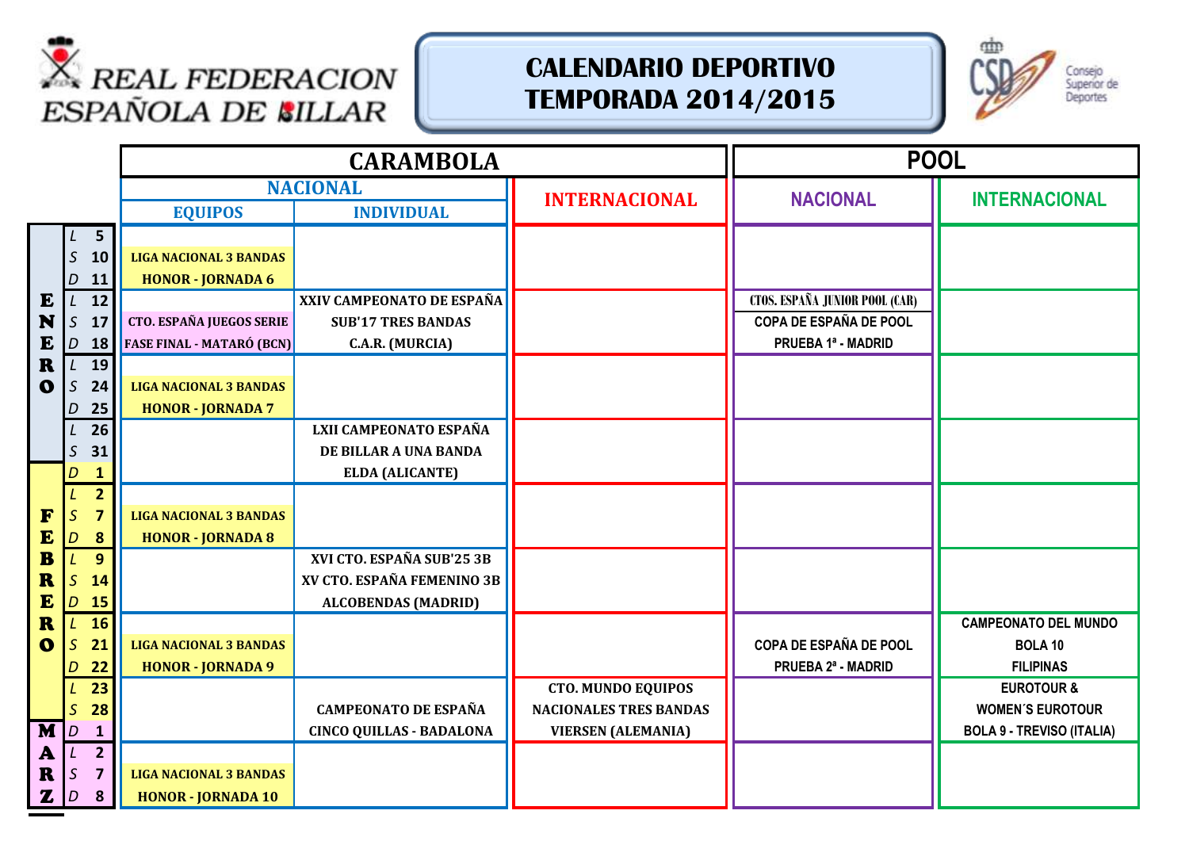# REAL FEDERACION ESPAÑOLA DE BILLAR

## CALENDARIO DEPORTIVO TEMPORADA 2014/2015

| Mes | Fechas | CARAMBOLA – NACIONAL – EQUIPOS | CARAMBOLA – NACIONAL – INDIVIDUAL | CARAMBOLA – INTERNACIONAL | POOL – NACIONAL | POOL – INTERNACIONAL |
|---|---|---|---|---|---|---|
| ENERO | L 5 / S 10 / D 11 | LIGA NACIONAL 3 BANDAS HONOR - JORNADA 6 | | | | |
| ENERO | L 12 / S 17 / D 18 | CTO. ESPAÑA JUEGOS SERIE FASE FINAL - MATARÓ (BCN) | XXIV CAMPEONATO DE ESPAÑA SUB'17 TRES BANDAS C.A.R. (MURCIA) | | CTOS. ESPAÑA JUNIOR POOL (CAR) COPA DE ESPAÑA DE POOL PRUEBA 1ª - MADRID | |
| ENERO | L 19 / S 24 / D 25 | LIGA NACIONAL 3 BANDAS HONOR - JORNADA 7 | | | | |
| ENERO / FEBRERO | L 26 / S 31 / D 1 | | LXII CAMPEONATO ESPAÑA DE BILLAR A UNA BANDA ELDA (ALICANTE) | | | |
| FEBRERO | L 2 / S 7 / D 8 | LIGA NACIONAL 3 BANDAS HONOR - JORNADA 8 | | | | |
| FEBRERO | L 9 / S 14 / D 15 | | XVI CTO. ESPAÑA SUB'25 3B XV CTO. ESPAÑA FEMENINO 3B ALCOBENDAS (MADRID) | | | |
| FEBRERO | L 16 / S 21 / D 22 | LIGA NACIONAL 3 BANDAS HONOR - JORNADA 9 | | | COPA DE ESPAÑA DE POOL PRUEBA 2ª - MADRID | CAMPEONATO DEL MUNDO BOLA 10 FILIPINAS |
| FEBRERO / MARZO | L 23 / S 28 / D 1 | | CAMPEONATO DE ESPAÑA CINCO QUILLAS - BADALONA | CTO. MUNDO EQUIPOS NACIONALES TRES BANDAS VIERSEN (ALEMANIA) | | EUROTOUR & WOMEN´S EUROTOUR BOLA 9 - TREVISO (ITALIA) |
| MARZO | L 2 / S 7 / D 8 | LIGA NACIONAL 3 BANDAS HONOR - JORNADA 10 | | | | |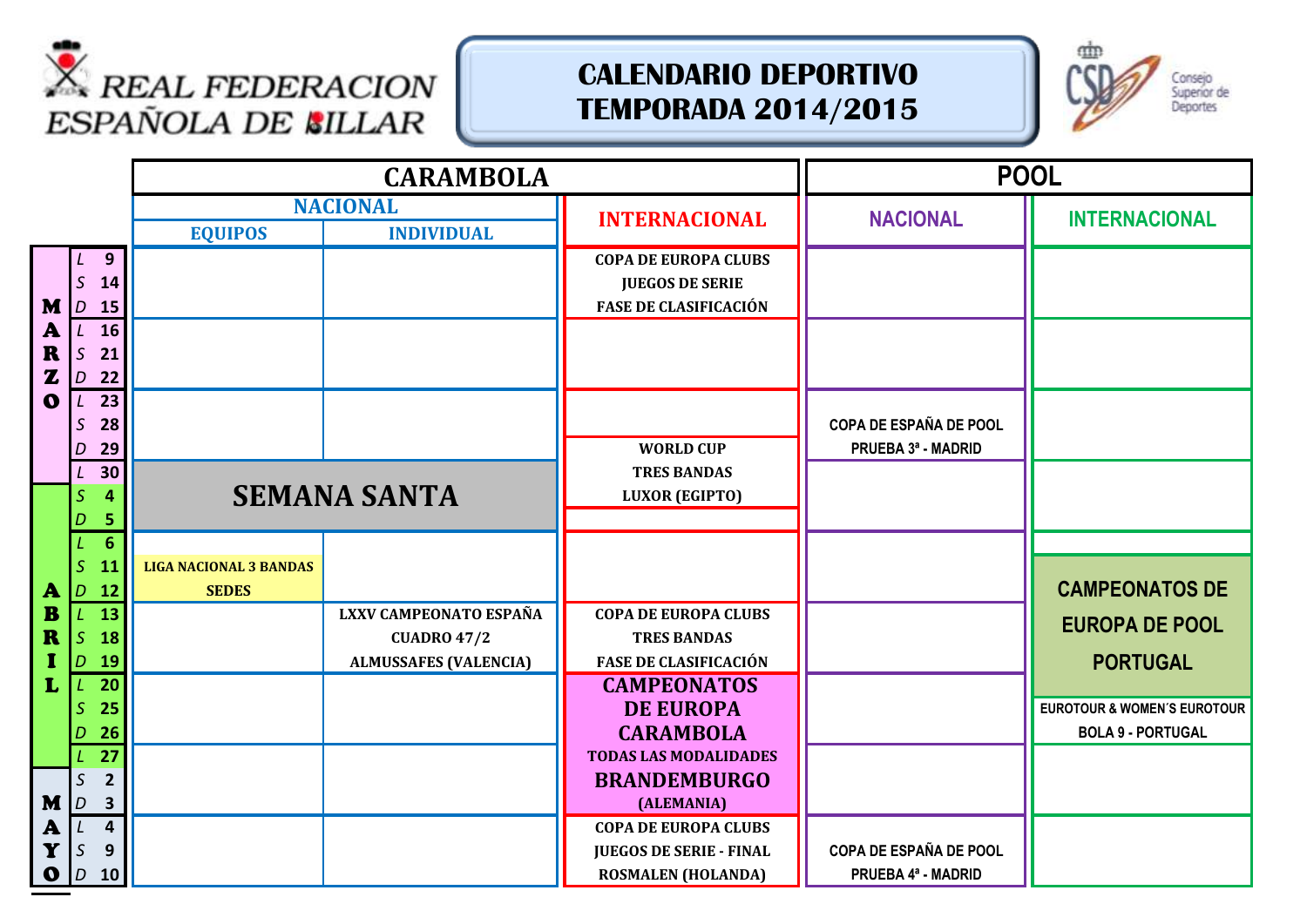# REAL FEDERACION ESPAÑOLA DE BILLAR

## CALENDARIO DEPORTIVO TEMPORADA 2014/2015

Consejo Superior de Deportes

| Mes | Fechas | CARAMBOLA – NACIONAL – EQUIPOS | CARAMBOLA – NACIONAL – INDIVIDUAL | CARAMBOLA – INTERNACIONAL | POOL – NACIONAL | POOL – INTERNACIONAL |
|---|---|---|---|---|---|---|
| MARZO | L 9 / S 14 / D 15 | | | COPA DE EUROPA CLUBS JUEGOS DE SERIE FASE DE CLASIFICACIÓN | | |
| MARZO | L 16 / S 21 / D 22 | | | | | |
| MARZO | L 23 / S 28 / D 29 | | | WORLD CUP TRES BANDAS LUXOR (EGIPTO) | COPA DE ESPAÑA DE POOL PRUEBA 3ª - MADRID | |
| MARZO / ABRIL | L 30 / S 4 / D 5 | SEMANA SANTA | SEMANA SANTA | | | |
| ABRIL | L 6 / S 11 / D 12 | LIGA NACIONAL 3 BANDAS SEDES | | | | CAMPEONATOS DE EUROPA DE POOL PORTUGAL |
| ABRIL | L 13 / S 18 / D 19 | | LXXV CAMPEONATO ESPAÑA CUADRO 47/2 ALMUSSAFES (VALENCIA) | COPA DE EUROPA CLUBS TRES BANDAS FASE DE CLASIFICACIÓN | | CAMPEONATOS DE EUROPA DE POOL PORTUGAL |
| ABRIL | L 20 / S 25 / D 26 | | | CAMPEONATOS DE EUROPA CARAMBOLA TODAS LAS MODALIDADES BRANDEMBURGO (ALEMANIA) | | EUROTOUR & WOMEN´S EUROTOUR BOLA 9 - PORTUGAL |
| ABRIL / MAYO | L 27 / S 2 / D 3 | | | CAMPEONATOS DE EUROPA CARAMBOLA TODAS LAS MODALIDADES BRANDEMBURGO (ALEMANIA) | | |
| MAYO | L 4 / S 9 / D 10 | | | COPA DE EUROPA CLUBS JUEGOS DE SERIE - FINAL ROSMALEN (HOLANDA) | COPA DE ESPAÑA DE POOL PRUEBA 4ª - MADRID | |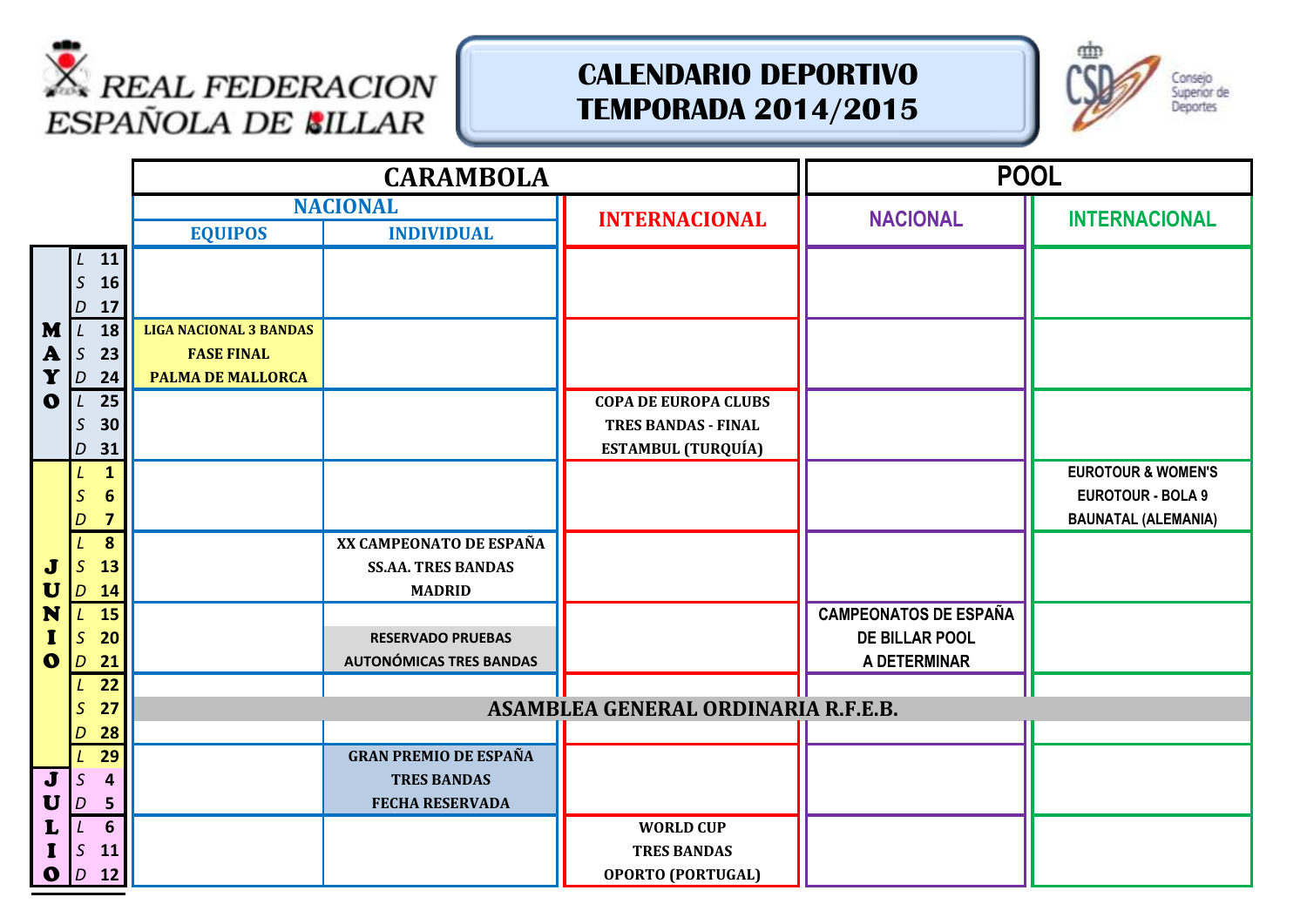REAL FEDERACION ESPAÑOLA DE BILLAR

# CALENDARIO DEPORTIVO TEMPORADA 2014/2015

Consejo Superior de Deportes

| Mes | Días | CARAMBOLA - NACIONAL - EQUIPOS | CARAMBOLA - NACIONAL - INDIVIDUAL | CARAMBOLA - INTERNACIONAL | POOL - NACIONAL | POOL - INTERNACIONAL |
|---|---|---|---|---|---|---|
| MAYO | L 11, S 16, D 17 | | | | | |
| MAYO | L 18, S 23, D 24 | LIGA NACIONAL 3 BANDAS FASE FINAL PALMA DE MALLORCA | | | | |
| MAYO | L 25, S 30, D 31 | | | COPA DE EUROPA CLUBS TRES BANDAS - FINAL ESTAMBUL (TURQUÍA) | | |
| JUNIO | L 1, S 6, D 7 | | | | | EUROTOUR & WOMEN'S EUROTOUR - BOLA 9 BAUNATAL (ALEMANIA) |
| JUNIO | L 8, S 13, D 14 | | XX CAMPEONATO DE ESPAÑA SS.AA. TRES BANDAS MADRID | | | |
| JUNIO | L 15, S 20, D 21 | | RESERVADO PRUEBAS AUTONÓMICAS TRES BANDAS | | CAMPEONATOS DE ESPAÑA DE BILLAR POOL A DETERMINAR | |
| JUNIO | L 22, S 27, D 28 | ASAMBLEA GENERAL ORDINARIA R.F.E.B. | | | | |
| JUNIO / JULIO | L 29, S 4, D 5 | | GRAN PREMIO DE ESPAÑA TRES BANDAS FECHA RESERVADA | | | |
| JULIO | L 6, S 11, D 12 | | | WORLD CUP TRES BANDAS OPORTO (PORTUGAL) | | |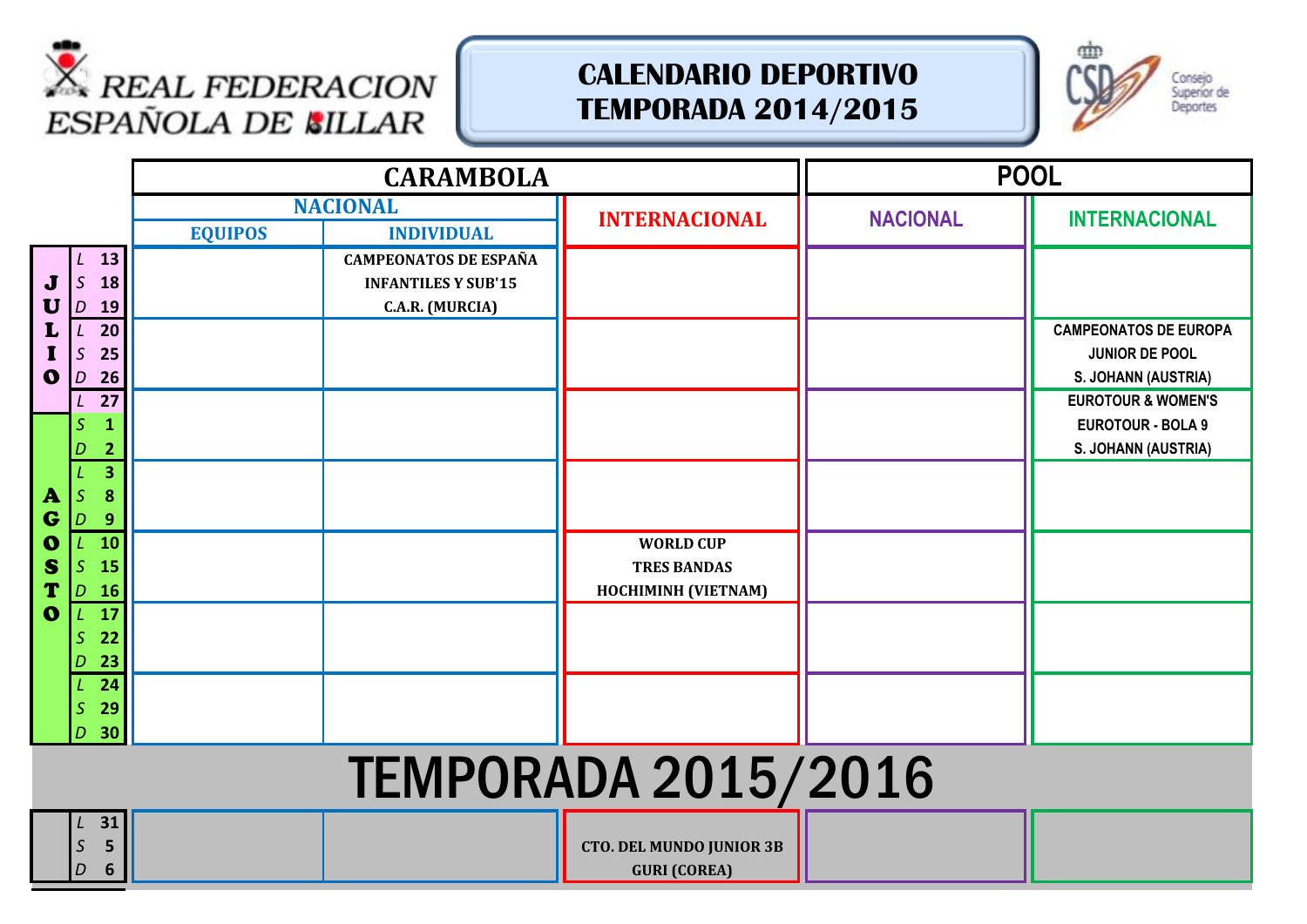REAL FEDERACION ESPAÑOLA DE BILLAR

# CALENDARIO DEPORTIVO TEMPORADA 2014/2015

Consejo Superior de Deportes

| | | CARAMBOLA | | | POOL | |
|---|---|---|---|---|---|---|
| | | NACIONAL | | INTERNACIONAL | NACIONAL | INTERNACIONAL |
| | | EQUIPOS | INDIVIDUAL | | | |
| JULIO | L 13 / S 18 / D 19 | | CAMPEONATOS DE ESPAÑA INFANTILES Y SUB'15 C.A.R. (MURCIA) | | | |
| JULIO | L 20 / S 25 / D 26 | | | | | CAMPEONATOS DE EUROPA JUNIOR DE POOL S. JOHANN (AUSTRIA) |
| JULIO / AGOSTO | L 27 / S 1 / D 2 | | | | | EUROTOUR & WOMEN'S EUROTOUR - BOLA 9 S. JOHANN (AUSTRIA) |
| AGOSTO | L 3 / S 8 / D 9 | | | | | |
| AGOSTO | L 10 / S 15 / D 16 | | | WORLD CUP TRES BANDAS HOCHIMINH (VIETNAM) | | |
| AGOSTO | L 17 / S 22 / D 23 | | | | | |
| AGOSTO | L 24 / S 29 / D 30 | | | | | |

# TEMPORADA 2015/2016

| | | | | | | |
|---|---|---|---|---|---|---|
| | L 31 / S 5 / D 6 | | | CTO. DEL MUNDO JUNIOR 3B GURI (COREA) | | |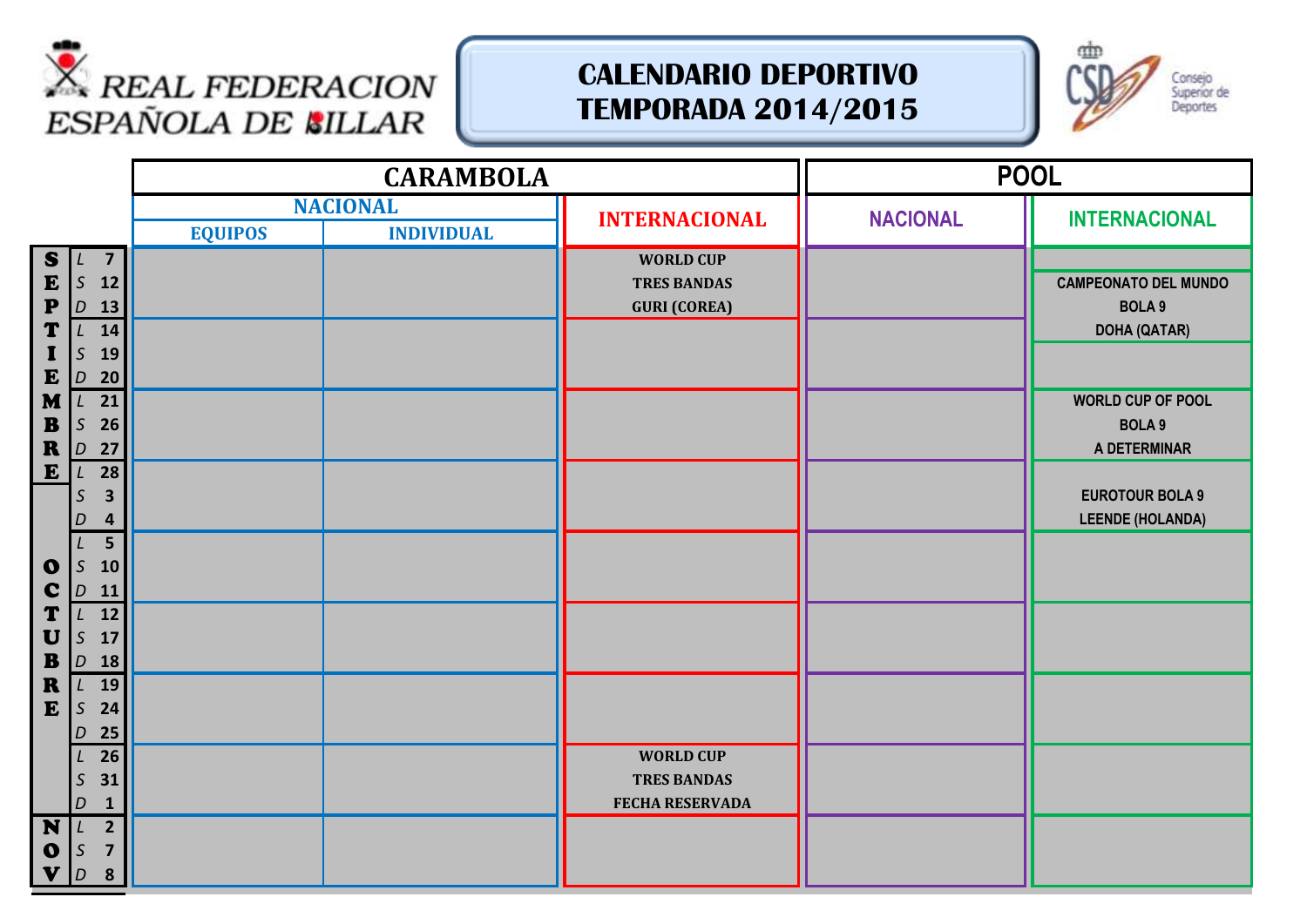REAL FEDERACION ESPAÑOLA DE BILLAR

# CALENDARIO DEPORTIVO TEMPORADA 2014/2015

Consejo Superior de Deportes

| Mes | Día | Fecha | CARAMBOLA NACIONAL EQUIPOS | CARAMBOLA NACIONAL INDIVIDUAL | CARAMBOLA INTERNACIONAL | POOL NACIONAL | POOL INTERNACIONAL |
|---|---|---|---|---|---|---|---|
| SEPTIEMBRE | L | 7 | | | WORLD CUP TRES BANDAS GURI (COREA) | | |
| | S | 12 | | | | | CAMPEONATO DEL MUNDO BOLA 9 DOHA (QATAR) |
| | D | 13 | | | | | |
| | L | 14 | | | | | |
| | S | 19 | | | | | |
| | D | 20 | | | | | |
| | L | 21 | | | | | WORLD CUP OF POOL BOLA 9 A DETERMINAR |
| | S | 26 | | | | | |
| | D | 27 | | | | | |
| | L | 28 | | | | | EUROTOUR BOLA 9 LEENDE (HOLANDA) |
| OCTUBRE | S | 3 | | | | | |
| | D | 4 | | | | | |
| | L | 5 | | | | | |
| | S | 10 | | | | | |
| | D | 11 | | | | | |
| | L | 12 | | | | | |
| | S | 17 | | | | | |
| | D | 18 | | | | | |
| | L | 19 | | | | | |
| | S | 24 | | | | | |
| | D | 25 | | | | | |
| | L | 26 | | | WORLD CUP TRES BANDAS FECHA RESERVADA | | |
| | S | 31 | | | | | |
| | D | 1 | | | | | |
| NOV | L | 2 | | | | | |
| | S | 7 | | | | | |
| | D | 8 | | | | | |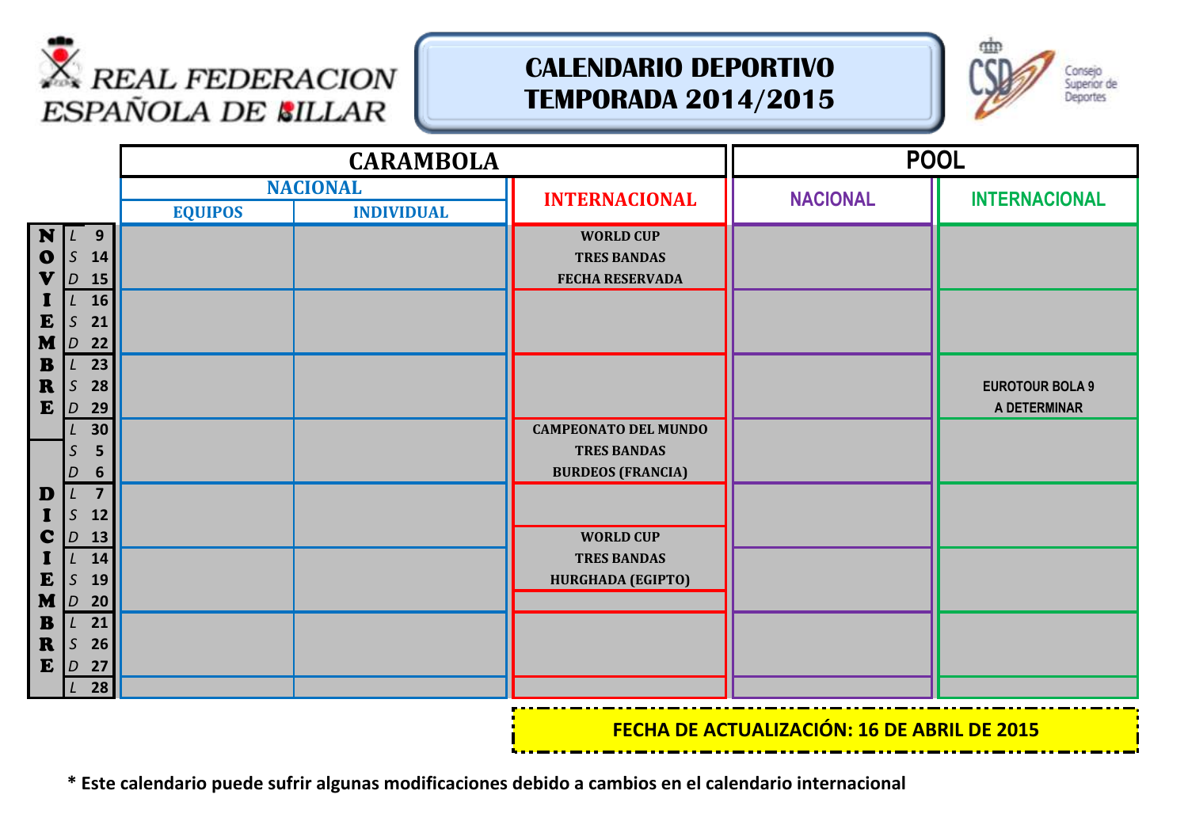REAL FEDERACION ESPAÑOLA DE BILLAR

# CALENDARIO DEPORTIVO TEMPORADA 2014/2015

Consejo Superior de Deportes

| | | | CARAMBOLA | | | POOL | |
|---|---|---|---|---|---|---|---|
| | | | NACIONAL | | INTERNACIONAL | NACIONAL | INTERNACIONAL |
| | | | EQUIPOS | INDIVIDUAL | | | |
| NOVIEMBRE | L | 9 | | | WORLD CUP TRES BANDAS FECHA RESERVADA | | |
| | S | 14 | | | | | |
| | D | 15 | | | | | |
| | L | 16 | | | | | |
| | S | 21 | | | | | |
| | D | 22 | | | | | |
| | L | 23 | | | | | EUROTOUR BOLA 9 A DETERMINAR |
| | S | 28 | | | | | |
| | D | 29 | | | | | |
| | L | 30 | | | CAMPEONATO DEL MUNDO TRES BANDAS BURDEOS (FRANCIA) | | |
| DICIEMBRE | S | 5 | | | | | |
| | D | 6 | | | | | |
| | L | 7 | | | | | |
| | S | 12 | | | WORLD CUP TRES BANDAS HURGHADA (EGIPTO) | | |
| | D | 13 | | | | | |
| | L | 14 | | | | | |
| | S | 19 | | | | | |
| | D | 20 | | | | | |
| | L | 21 | | | | | |
| | S | 26 | | | | | |
| | D | 27 | | | | | |
| | L | 28 | | | | | |

**FECHA DE ACTUALIZACIÓN: 16 DE ABRIL DE 2015**

**\* Este calendario puede sufrir algunas modificaciones debido a cambios en el calendario internacional**